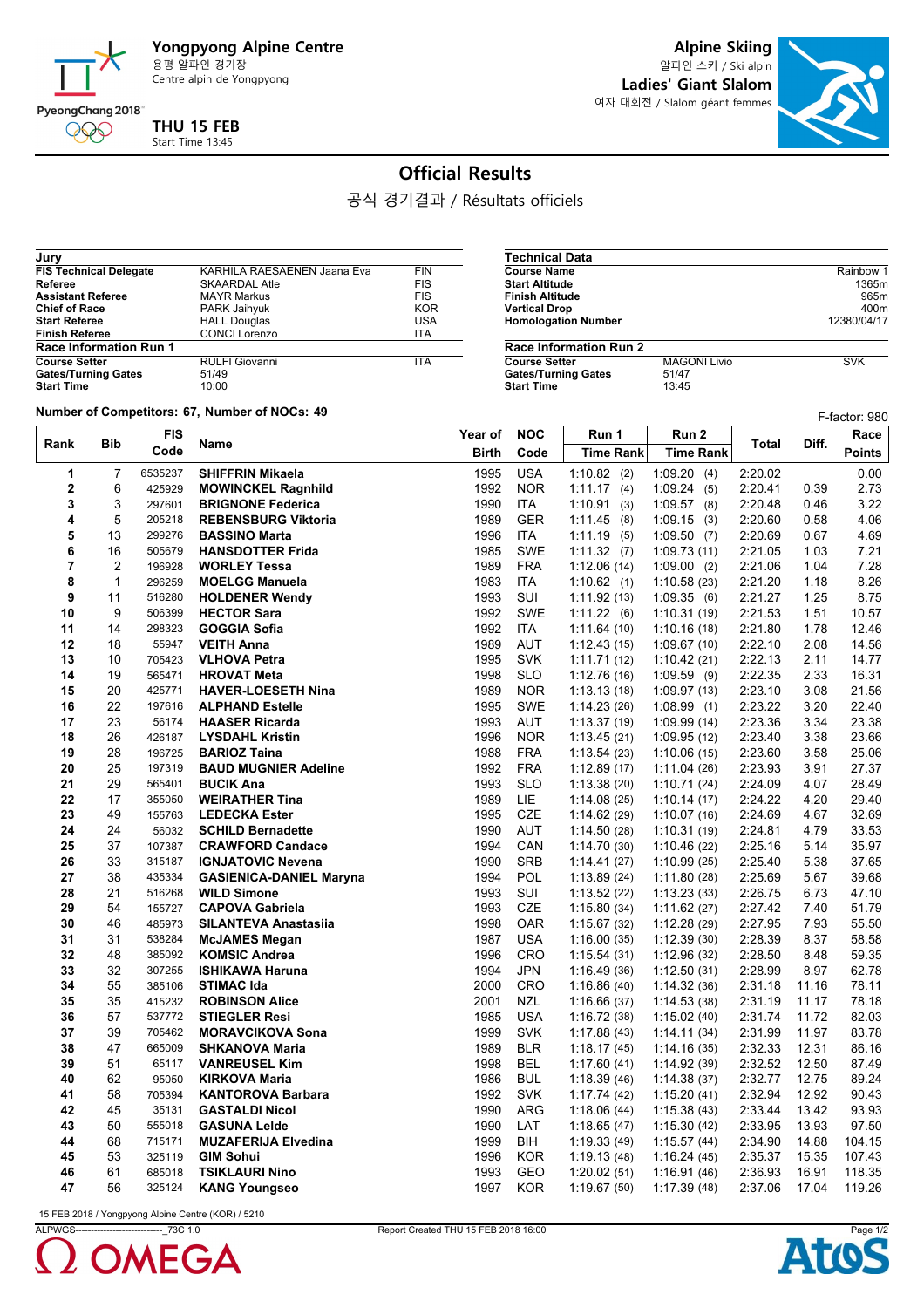**Yongpyong Alpine Centre**
용평 알파인 경기장
Centre alpin de Yongpyong

**THU 15 FEB**
Start Time 13:45

**Alpine Skiing**
알파인 스키 / Ski alpin
**Ladies' Giant Slalom**
여자 대회전 / Slalom géant femmes

# Official Results

공식 경기결과 / Résultats officiels

| Jury | | |
|---|---|---|
| **FIS Technical Delegate** | KARHILA RAESAENEN Jaana Eva | FIN |
| **Referee** | SKAARDAL Atle | FIS |
| **Assistant Referee** | MAYR Markus | FIS |
| **Chief of Race** | PARK Jaihyuk | KOR |
| **Start Referee** | HALL Douglas | USA |
| **Finish Referee** | CONCI Lorenzo | ITA |
| **Race Information Run 1** | | |
| **Course Setter** | RULFI Giovanni | ITA |
| **Gates/Turning Gates** | 51/49 | |
| **Start Time** | 10:00 | |

| Technical Data | |
|---|---|
| **Course Name** | Rainbow 1 |
| **Start Altitude** | 1365m |
| **Finish Altitude** | 965m |
| **Vertical Drop** | 400m |
| **Homologation Number** | 12380/04/17 |

| Race Information Run 2 | | |
|---|---|---|
| **Course Setter** | MAGONI Livio | SVK |
| **Gates/Turning Gates** | 51/47 | |
| **Start Time** | 13:45 | |

**Number of Competitors: 67, Number of NOCs: 49**

F-factor: 980

| Rank | Bib | FIS Code | Name | Year of Birth | NOC Code | Run 1 Time Rank | Run 2 Time Rank | Total | Diff. | Race Points |
|---|---|---|---|---|---|---|---|---|---|---|
| 1 | 7 | 6535237 | **SHIFFRIN Mikaela** | 1995 | USA | 1:10.82 (2) | 1:09.20 (4) | 2:20.02 | | 0.00 |
| 2 | 6 | 425929 | **MOWINCKEL Ragnhild** | 1992 | NOR | 1:11.17 (4) | 1:09.24 (5) | 2:20.41 | 0.39 | 2.73 |
| 3 | 3 | 297601 | **BRIGNONE Federica** | 1990 | ITA | 1:10.91 (3) | 1:09.57 (8) | 2:20.48 | 0.46 | 3.22 |
| 4 | 5 | 205218 | **REBENSBURG Viktoria** | 1989 | GER | 1:11.45 (8) | 1:09.15 (3) | 2:20.60 | 0.58 | 4.06 |
| 5 | 13 | 299276 | **BASSINO Marta** | 1996 | ITA | 1:11.19 (5) | 1:09.50 (7) | 2:20.69 | 0.67 | 4.69 |
| 6 | 16 | 505679 | **HANSDOTTER Frida** | 1985 | SWE | 1:11.32 (7) | 1:09.73 (11) | 2:21.05 | 1.03 | 7.21 |
| 7 | 2 | 196928 | **WORLEY Tessa** | 1989 | FRA | 1:12.06 (14) | 1:09.00 (2) | 2:21.06 | 1.04 | 7.28 |
| 8 | 1 | 296259 | **MOELGG Manuela** | 1983 | ITA | 1:10.62 (1) | 1:10.58 (23) | 2:21.20 | 1.18 | 8.26 |
| 9 | 11 | 516280 | **HOLDENER Wendy** | 1993 | SUI | 1:11.92 (13) | 1:09.35 (6) | 2:21.27 | 1.25 | 8.75 |
| 10 | 9 | 506399 | **HECTOR Sara** | 1992 | SWE | 1:11.22 (6) | 1:10.31 (19) | 2:21.53 | 1.51 | 10.57 |
| 11 | 14 | 298323 | **GOGGIA Sofia** | 1992 | ITA | 1:11.64 (10) | 1:10.16 (18) | 2:21.80 | 1.78 | 12.46 |
| 12 | 18 | 55947 | **VEITH Anna** | 1989 | AUT | 1:12.43 (15) | 1:09.67 (10) | 2:22.10 | 2.08 | 14.56 |
| 13 | 10 | 705423 | **VLHOVA Petra** | 1995 | SVK | 1:11.71 (12) | 1:10.42 (21) | 2:22.13 | 2.11 | 14.77 |
| 14 | 19 | 565471 | **HROVAT Meta** | 1998 | SLO | 1:12.76 (16) | 1:09.59 (9) | 2:22.35 | 2.33 | 16.31 |
| 15 | 20 | 425771 | **HAVER-LOESETH Nina** | 1989 | NOR | 1:13.13 (18) | 1:09.97 (13) | 2:23.10 | 3.08 | 21.56 |
| 16 | 22 | 197616 | **ALPHAND Estelle** | 1995 | SWE | 1:14.23 (26) | 1:08.99 (1) | 2:23.22 | 3.20 | 22.40 |
| 17 | 23 | 56174 | **HAASER Ricarda** | 1993 | AUT | 1:13.37 (19) | 1:09.99 (14) | 2:23.36 | 3.34 | 23.38 |
| 18 | 26 | 426187 | **LYSDAHL Kristin** | 1996 | NOR | 1:13.45 (21) | 1:09.95 (12) | 2:23.40 | 3.38 | 23.66 |
| 19 | 28 | 196725 | **BARIOZ Taina** | 1988 | FRA | 1:13.54 (23) | 1:10.06 (15) | 2:23.60 | 3.58 | 25.06 |
| 20 | 25 | 197319 | **BAUD MUGNIER Adeline** | 1992 | FRA | 1:12.89 (17) | 1:11.04 (26) | 2:23.93 | 3.91 | 27.37 |
| 21 | 29 | 565401 | **BUCIK Ana** | 1993 | SLO | 1:13.38 (20) | 1:10.71 (24) | 2:24.09 | 4.07 | 28.49 |
| 22 | 17 | 355050 | **WEIRATHER Tina** | 1989 | LIE | 1:14.08 (25) | 1:10.14 (17) | 2:24.22 | 4.20 | 29.40 |
| 23 | 49 | 155763 | **LEDECKA Ester** | 1995 | CZE | 1:14.62 (29) | 1:10.07 (16) | 2:24.69 | 4.67 | 32.69 |
| 24 | 24 | 56032 | **SCHILD Bernadette** | 1990 | AUT | 1:14.50 (28) | 1:10.31 (19) | 2:24.81 | 4.79 | 33.53 |
| 25 | 37 | 107387 | **CRAWFORD Candace** | 1994 | CAN | 1:14.70 (30) | 1:10.46 (22) | 2:25.16 | 5.14 | 35.97 |
| 26 | 33 | 315187 | **IGNJATOVIC Nevena** | 1990 | SRB | 1:14.41 (27) | 1:10.99 (25) | 2:25.40 | 5.38 | 37.65 |
| 27 | 38 | 435334 | **GASIENICA-DANIEL Maryna** | 1994 | POL | 1:13.89 (24) | 1:11.80 (28) | 2:25.69 | 5.67 | 39.68 |
| 28 | 21 | 516268 | **WILD Simone** | 1993 | SUI | 1:13.52 (22) | 1:13.23 (33) | 2:26.75 | 6.73 | 47.10 |
| 29 | 54 | 155727 | **CAPOVA Gabriela** | 1993 | CZE | 1:15.80 (34) | 1:11.62 (27) | 2:27.42 | 7.40 | 51.79 |
| 30 | 46 | 485973 | **SILANTEVA Anastasiia** | 1998 | OAR | 1:15.67 (32) | 1:12.28 (29) | 2:27.95 | 7.93 | 55.50 |
| 31 | 31 | 538284 | **McJAMES Megan** | 1987 | USA | 1:16.00 (35) | 1:12.39 (30) | 2:28.39 | 8.37 | 58.58 |
| 32 | 48 | 385092 | **KOMSIC Andrea** | 1996 | CRO | 1:15.54 (31) | 1:12.96 (32) | 2:28.50 | 8.48 | 59.35 |
| 33 | 32 | 307255 | **ISHIKAWA Haruna** | 1994 | JPN | 1:16.49 (36) | 1:12.50 (31) | 2:28.99 | 8.97 | 62.78 |
| 34 | 55 | 385106 | **STIMAC Ida** | 2000 | CRO | 1:16.86 (40) | 1:14.32 (36) | 2:31.18 | 11.16 | 78.11 |
| 35 | 35 | 415232 | **ROBINSON Alice** | 2001 | NZL | 1:16.66 (37) | 1:14.53 (38) | 2:31.19 | 11.17 | 78.18 |
| 36 | 57 | 537772 | **STIEGLER Resi** | 1985 | USA | 1:16.72 (38) | 1:15.02 (40) | 2:31.74 | 11.72 | 82.03 |
| 37 | 39 | 705462 | **MORAVCIKOVA Sona** | 1999 | SVK | 1:17.88 (43) | 1:14.11 (34) | 2:31.99 | 11.97 | 83.78 |
| 38 | 47 | 665009 | **SHKANOVA Maria** | 1989 | BLR | 1:18.17 (45) | 1:14.16 (35) | 2:32.33 | 12.31 | 86.16 |
| 39 | 51 | 65117 | **VANREUSEL Kim** | 1998 | BEL | 1:17.60 (41) | 1:14.92 (39) | 2:32.52 | 12.50 | 87.49 |
| 40 | 62 | 95050 | **KIRKOVA Maria** | 1986 | BUL | 1:18.39 (46) | 1:14.38 (37) | 2:32.77 | 12.75 | 89.24 |
| 41 | 58 | 705394 | **KANTOROVA Barbara** | 1992 | SVK | 1:17.74 (42) | 1:15.20 (41) | 2:32.94 | 12.92 | 90.43 |
| 42 | 45 | 35131 | **GASTALDI Nicol** | 1990 | ARG | 1:18.06 (44) | 1:15.38 (43) | 2:33.44 | 13.42 | 93.93 |
| 43 | 50 | 555018 | **GASUNA Lelde** | 1990 | LAT | 1:18.65 (47) | 1:15.30 (42) | 2:33.95 | 13.93 | 97.50 |
| 44 | 68 | 715171 | **MUZAFERIJA Elvedina** | 1999 | BIH | 1:19.33 (49) | 1:15.57 (44) | 2:34.90 | 14.88 | 104.15 |
| 45 | 53 | 325119 | **GIM Sohui** | 1996 | KOR | 1:19.13 (48) | 1:16.24 (45) | 2:35.37 | 15.35 | 107.43 |
| 46 | 61 | 685018 | **TSIKLAURI Nino** | 1993 | GEO | 1:20.02 (51) | 1:16.91 (46) | 2:36.93 | 16.91 | 118.35 |
| 47 | 56 | 325124 | **KANG Youngseo** | 1997 | KOR | 1:19.67 (50) | 1:17.39 (48) | 2:37.06 | 17.04 | 119.26 |

15 FEB 2018 / Yongpyong Alpine Centre (KOR) / 5210

ALPWGS---------------------------_73C 1.0 Report Created THU 15 FEB 2018 16:00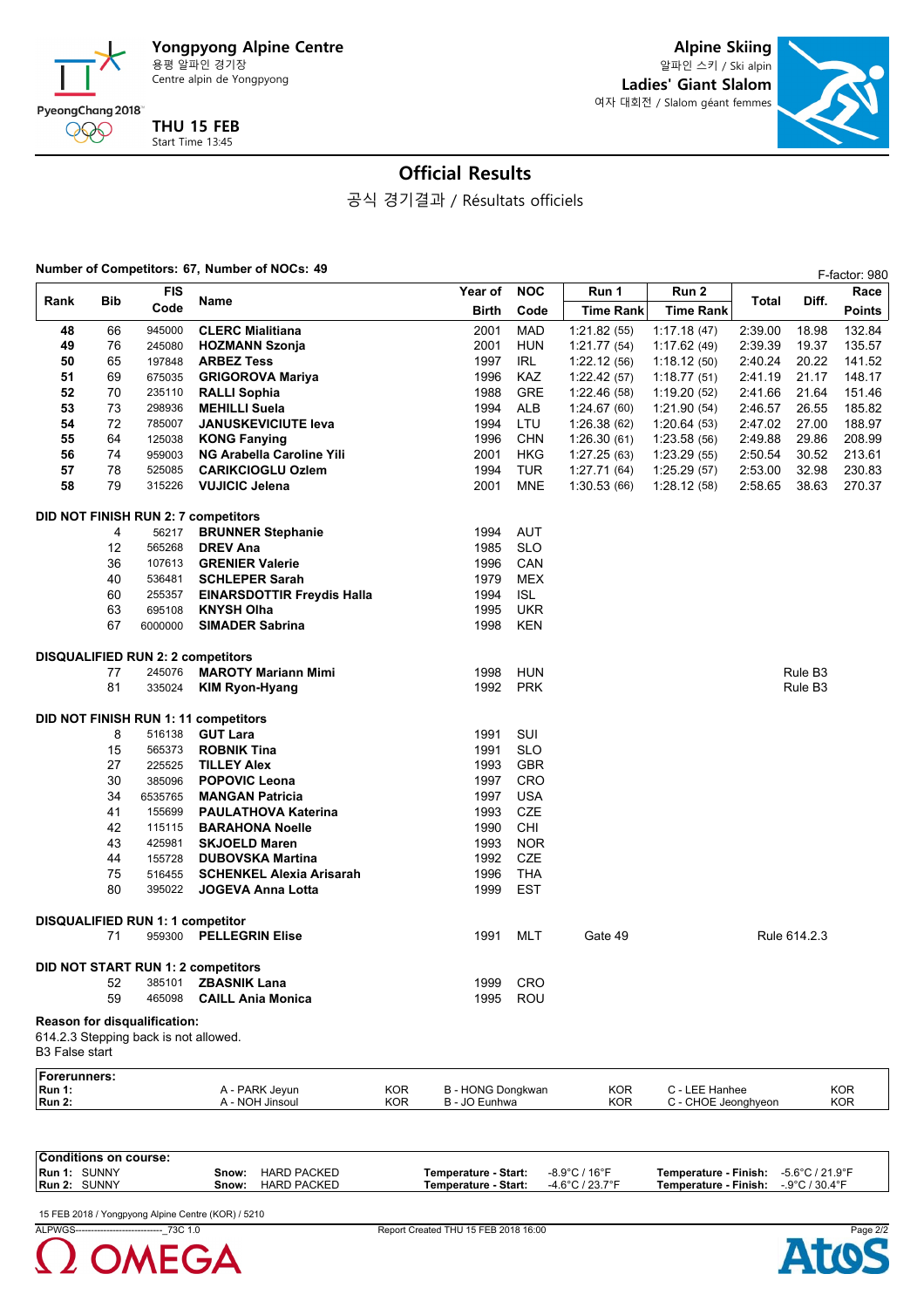Yongpyong Alpine Centre
용평 알파인 경기장
Centre alpin de Yongpyong

THU 15 FEB
Start Time 13:45

Alpine Skiing
알파인 스키 / Ski alpin
Ladies' Giant Slalom
여자 대회전 / Slalom géant femmes

# Official Results

공식 경기결과 / Résultats officiels

**Number of Competitors: 67, Number of NOCs: 49** F-factor: 980

| Rank | Bib | FIS Code | Name | Year of Birth | NOC Code | Run 1 Time Rank | Run 2 Time Rank | Total | Diff. | Race Points |
|---|---|---|---|---|---|---|---|---|---|---|
| 48 | 66 | 945000 | CLERC Mialitiana | 2001 | MAD | 1:21.82 (55) | 1:17.18 (47) | 2:39.00 | 18.98 | 132.84 |
| 49 | 76 | 245080 | HOZMANN Szonja | 2001 | HUN | 1:21.77 (54) | 1:17.62 (49) | 2:39.39 | 19.37 | 135.57 |
| 50 | 65 | 197848 | ARBEZ Tess | 1997 | IRL | 1:22.12 (56) | 1:18.12 (50) | 2:40.24 | 20.22 | 141.52 |
| 51 | 69 | 675035 | GRIGOROVA Mariya | 1996 | KAZ | 1:22.42 (57) | 1:18.77 (51) | 2:41.19 | 21.17 | 148.17 |
| 52 | 70 | 235110 | RALLI Sophia | 1988 | GRE | 1:22.46 (58) | 1:19.20 (52) | 2:41.66 | 21.64 | 151.46 |
| 53 | 73 | 298936 | MEHILLI Suela | 1994 | ALB | 1:24.67 (60) | 1:21.90 (54) | 2:46.57 | 26.55 | 185.82 |
| 54 | 72 | 785007 | JANUSKEVICIUTE Ieva | 1994 | LTU | 1:26.38 (62) | 1:20.64 (53) | 2:47.02 | 27.00 | 188.97 |
| 55 | 64 | 125038 | KONG Fanying | 1996 | CHN | 1:26.30 (61) | 1:23.58 (56) | 2:49.88 | 29.86 | 208.99 |
| 56 | 74 | 959003 | NG Arabella Caroline Yili | 2001 | HKG | 1:27.25 (63) | 1:23.29 (55) | 2:50.54 | 30.52 | 213.61 |
| 57 | 78 | 525085 | CARIKCIOGLU Ozlem | 1994 | TUR | 1:27.71 (64) | 1:25.29 (57) | 2:53.00 | 32.98 | 230.83 |
| 58 | 79 | 315226 | VUJICIC Jelena | 2001 | MNE | 1:30.53 (66) | 1:28.12 (58) | 2:58.65 | 38.63 | 270.37 |

**DID NOT FINISH RUN 2: 7 competitors**

| Bib | FIS Code | Name | Year of Birth | NOC Code |
|---|---|---|---|---|
| 4 | 56217 | BRUNNER Stephanie | 1994 | AUT |
| 12 | 565268 | DREV Ana | 1985 | SLO |
| 36 | 107613 | GRENIER Valerie | 1996 | CAN |
| 40 | 536481 | SCHLEPER Sarah | 1979 | MEX |
| 60 | 255357 | EINARSDOTTIR Freydis Halla | 1994 | ISL |
| 63 | 695108 | KNYSH Olha | 1995 | UKR |
| 67 | 6000000 | SIMADER Sabrina | 1998 | KEN |

**DISQUALIFIED RUN 2: 2 competitors**

| Bib | FIS Code | Name | Year of Birth | NOC Code | Reason |
|---|---|---|---|---|---|
| 77 | 245076 | MAROTY Mariann Mimi | 1998 | HUN | Rule B3 |
| 81 | 335024 | KIM Ryon-Hyang | 1992 | PRK | Rule B3 |

**DID NOT FINISH RUN 1: 11 competitors**

| Bib | FIS Code | Name | Year of Birth | NOC Code |
|---|---|---|---|---|
| 8 | 516138 | GUT Lara | 1991 | SUI |
| 15 | 565373 | ROBNIK Tina | 1991 | SLO |
| 27 | 225525 | TILLEY Alex | 1993 | GBR |
| 30 | 385096 | POPOVIC Leona | 1997 | CRO |
| 34 | 6535765 | MANGAN Patricia | 1997 | USA |
| 41 | 155699 | PAULATHOVA Katerina | 1993 | CZE |
| 42 | 115115 | BARAHONA Noelle | 1990 | CHI |
| 43 | 425981 | SKJOELD Maren | 1993 | NOR |
| 44 | 155728 | DUBOVSKA Martina | 1992 | CZE |
| 75 | 516455 | SCHENKEL Alexia Arisarah | 1996 | THA |
| 80 | 395022 | JOGEVA Anna Lotta | 1999 | EST |

**DISQUALIFIED RUN 1: 1 competitor**

| Bib | FIS Code | Name | Year of Birth | NOC Code | Gate | Reason |
|---|---|---|---|---|---|---|
| 71 | 959300 | PELLEGRIN Elise | 1991 | MLT | Gate 49 | Rule 614.2.3 |

**DID NOT START RUN 1: 2 competitors**

| Bib | FIS Code | Name | Year of Birth | NOC Code |
|---|---|---|---|---|
| 52 | 385101 | ZBASNIK Lana | 1999 | CRO |
| 59 | 465098 | CAILL Ania Monica | 1995 | ROU |

**Reason for disqualification:**
614.2.3 Stepping back is not allowed.
B3 False start

| **Forerunners:** | | | | | | |
|---|---|---|---|---|---|---|
| **Run 1:** | A - PARK Jeyun | KOR | B - HONG Dongkwan | KOR | C - LEE Hanhee | KOR |
| **Run 2:** | A - NOH Jinsoul | KOR | B - JO Eunhwa | KOR | C - CHOE Jeonghyeon | KOR |

| **Conditions on course:** | | | | | | |
|---|---|---|---|---|---|---|
| **Run 1:** SUNNY | **Snow:** | HARD PACKED | **Temperature - Start:** | -8.9°C / 16°F | **Temperature - Finish:** | -5.6°C / 21.9°F |
| **Run 2:** SUNNY | **Snow:** | HARD PACKED | **Temperature - Start:** | -4.6°C / 23.7°F | **Temperature - Finish:** | -.9°C / 30.4°F |

15 FEB 2018 / Yongpyong Alpine Centre (KOR) / 5210

ALPWGS---------------------------_73C 1.0 Report Created THU 15 FEB 2018 16:00